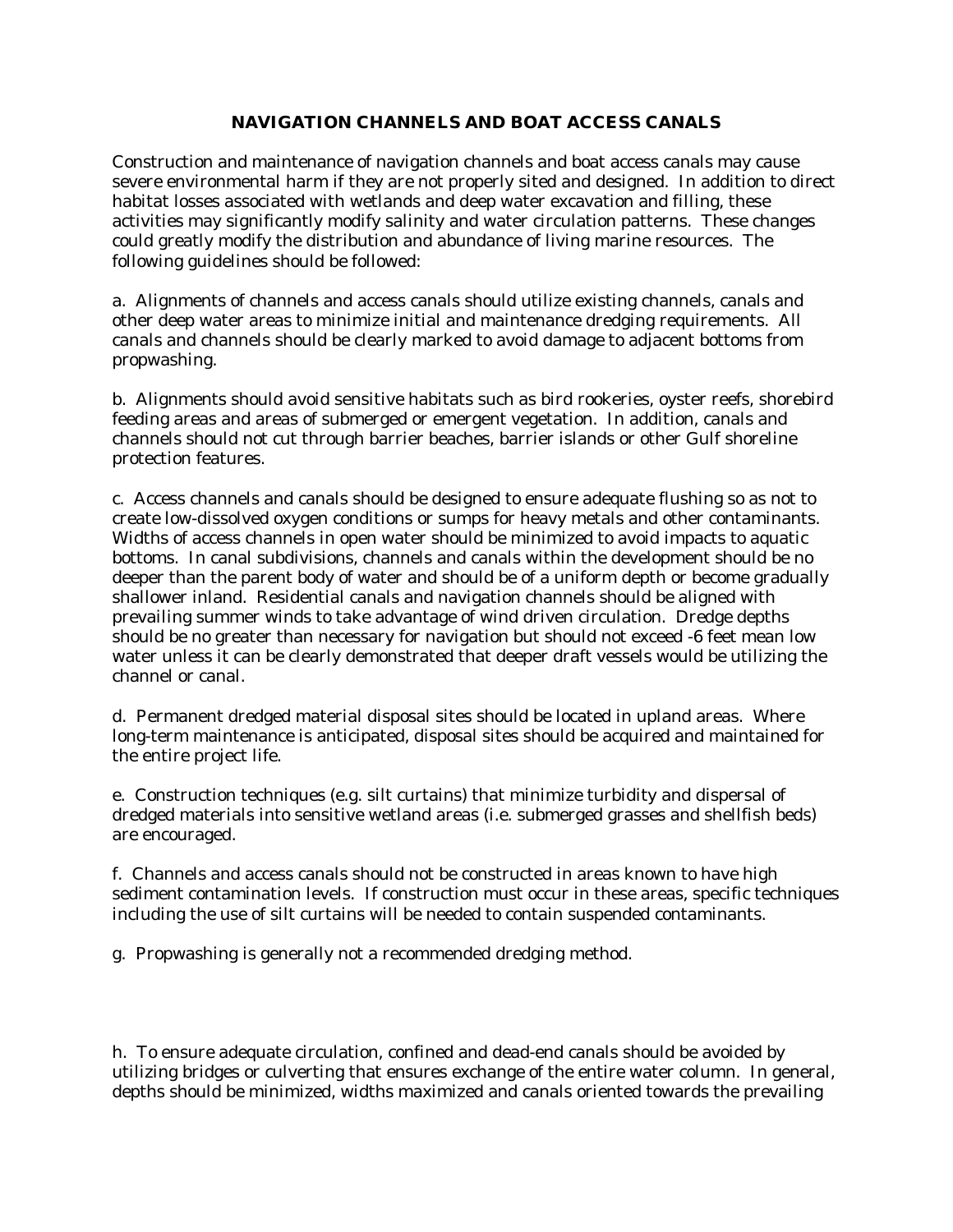# NAVIGATION CHANNELS AND BOAT ACCESS CANALS

Construction and maintenance of navigation channels and boat access canals may cause severe environmental harm if they are not properly sited and designed. In addition to direct habitat losses associated with wetlands and deep water excavation and filling, these activities may significantly modify salinity and water circulation patterns. These changes could greatly modify the distribution and abundance of living marine resources. The following guidelines should be followed:

a. Alignments of channels and access canals should utilize existing channels, canals and other deep water areas to minimize initial and maintenance dredging requirements. All canals and channels should be clearly marked to avoid damage to adjacent bottoms from propwashing.

b. Alignments should avoid sensitive habitats such as bird rookeries, oyster reefs, shorebird feeding areas and areas of submerged or emergent vegetation. In addition, canals and channels should not cut through barrier beaches, barrier islands or other Gulf shoreline protection features.

c. Access channels and canals should be designed to ensure adequate flushing so as not to create low-dissolved oxygen conditions or sumps for heavy metals and other contaminants. Widths of access channels in open water should be minimized to avoid impacts to aquatic bottoms. In canal subdivisions, channels and canals within the development should be no deeper than the parent body of water and should be of a uniform depth or become gradually shallower inland. Residential canals and navigation channels should be aligned with prevailing summer winds to take advantage of wind driven circulation. Dredge depths should be no greater than necessary for navigation but should not exceed -6 feet mean low water unless it can be clearly demonstrated that deeper draft vessels would be utilizing the channel or canal.

d. Permanent dredged material disposal sites should be located in upland areas. Where long-term maintenance is anticipated, disposal sites should be acquired and maintained for the entire project life.

e. Construction techniques (e.g. silt curtains) that minimize turbidity and dispersal of dredged materials into sensitive wetland areas (i.e. submerged grasses and shellfish beds) are encouraged.

f. Channels and access canals should not be constructed in areas known to have high sediment contamination levels. If construction must occur in these areas, specific techniques including the use of silt curtains will be needed to contain suspended contaminants.

g. Propwashing is generally not a recommended dredging method.

h. To ensure adequate circulation, confined and dead-end canals should be avoided by utilizing bridges or culverting that ensures exchange of the entire water column. In general, depths should be minimized, widths maximized and canals oriented towards the prevailing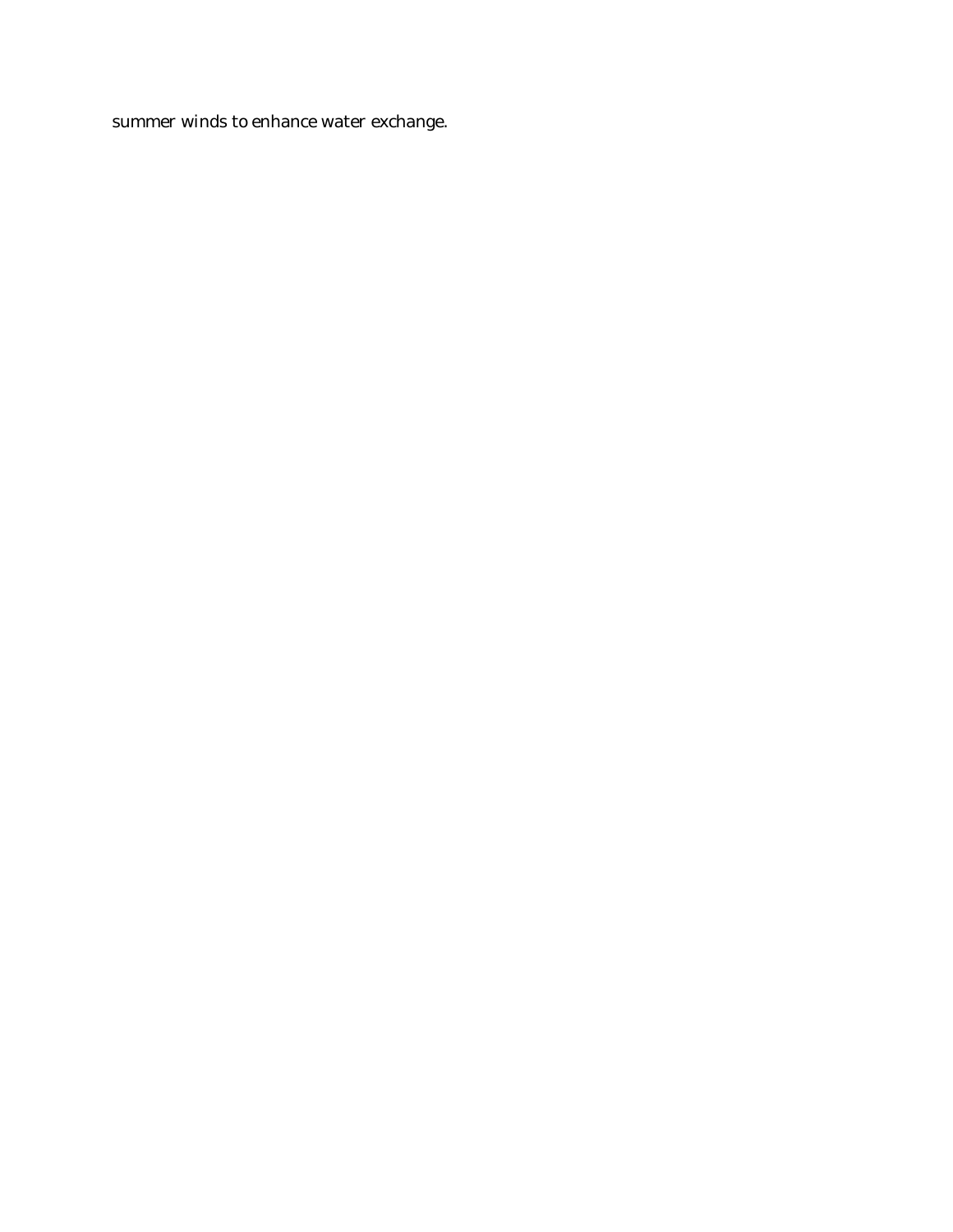summer winds to enhance water exchange.